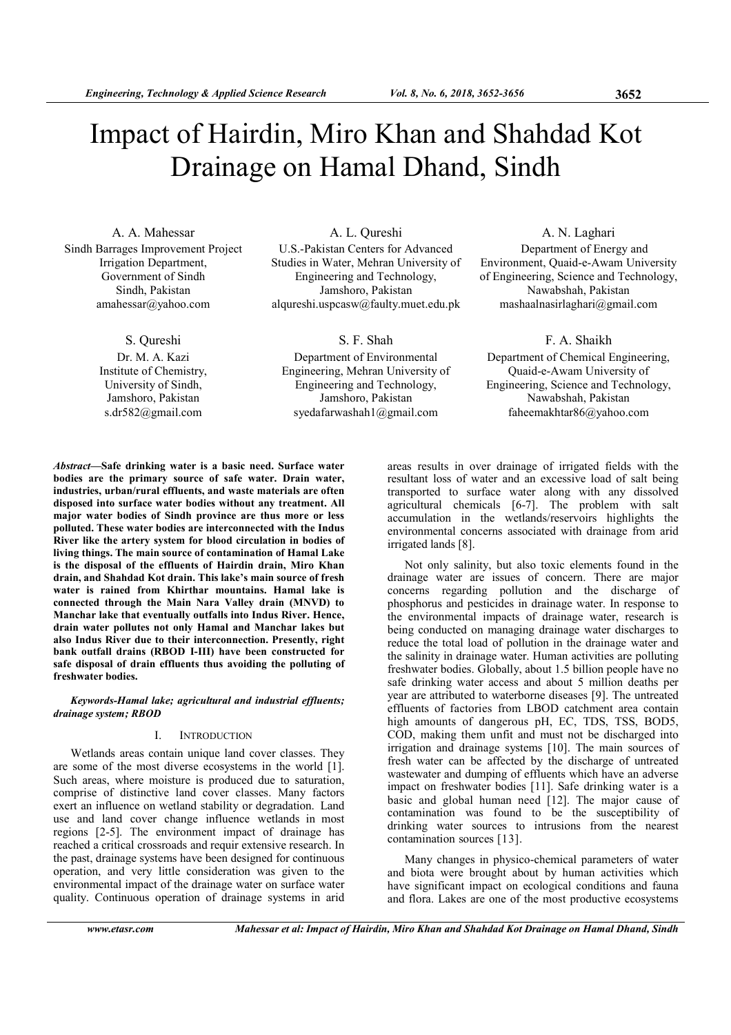# Impact of Hairdin, Miro Khan and Shahdad Kot Drainage on Hamal Dhand, Sindh

A. A. Mahessar
Sindh Barrages Improvement Project
Irrigation Department,
Government of Sindh
Sindh, Pakistan
amahessar@yahoo.com

A. L. Qureshi
U.S.-Pakistan Centers for Advanced Studies in Water, Mehran University of Engineering and Technology,
Jamshoro, Pakistan
alqureshi.uspcasw@faulty.muet.edu.pk

A. N. Laghari
Department of Energy and Environment, Quaid-e-Awam University of Engineering, Science and Technology,
Nawabshah, Pakistan
mashaalnasirlaghari@gmail.com

S. Qureshi
Dr. M. A. Kazi
Institute of Chemistry,
University of Sindh,
Jamshoro, Pakistan
s.dr582@gmail.com

S. F. Shah
Department of Environmental Engineering, Mehran University of Engineering and Technology,
Jamshoro, Pakistan
syedafarwashah1@gmail.com

F. A. Shaikh
Department of Chemical Engineering, Quaid-e-Awam University of Engineering, Science and Technology,
Nawabshah, Pakistan
faheemakhtar86@yahoo.com

***Abstract*—Safe drinking water is a basic need. Surface water bodies are the primary source of safe water. Drain water, industries, urban/rural effluents, and waste materials are often disposed into surface water bodies without any treatment. All major water bodies of Sindh province are thus more or less polluted. These water bodies are interconnected with the Indus River like the artery system for blood circulation in bodies of living things. The main source of contamination of Hamal Lake is the disposal of the effluents of Hairdin drain, Miro Khan drain, and Shahdad Kot drain. This lake's main source of fresh water is rained from Khirthar mountains. Hamal lake is connected through the Main Nara Valley drain (MNVD) to Manchar lake that eventually outfalls into Indus River. Hence, drain water pollutes not only Hamal and Manchar lakes but also Indus River due to their interconnection. Presently, right bank outfall drains (RBOD I-III) have been constructed for safe disposal of drain effluents thus avoiding the polluting of freshwater bodies.**

***Keywords-Hamal lake; agricultural and industrial effluents; drainage system; RBOD***

## I. INTRODUCTION

Wetlands areas contain unique land cover classes. They are some of the most diverse ecosystems in the world [1]. Such areas, where moisture is produced due to saturation, comprise of distinctive land cover classes. Many factors exert an influence on wetland stability or degradation. Land use and land cover change influence wetlands in most regions [2-5]. The environment impact of drainage has reached a critical crossroads and requir extensive research. In the past, drainage systems have been designed for continuous operation, and very little consideration was given to the environmental impact of the drainage water on surface water quality. Continuous operation of drainage systems in arid areas results in over drainage of irrigated fields with the resultant loss of water and an excessive load of salt being transported to surface water along with any dissolved agricultural chemicals [6-7]. The problem with salt accumulation in the wetlands/reservoirs highlights the environmental concerns associated with drainage from arid irrigated lands [8].

Not only salinity, but also toxic elements found in the drainage water are issues of concern. There are major concerns regarding pollution and the discharge of phosphorus and pesticides in drainage water. In response to the environmental impacts of drainage water, research is being conducted on managing drainage water discharges to reduce the total load of pollution in the drainage water and the salinity in drainage water. Human activities are polluting freshwater bodies. Globally, about 1.5 billion people have no safe drinking water access and about 5 million deaths per year are attributed to waterborne diseases [9]. The untreated effluents of factories from LBOD catchment area contain high amounts of dangerous pH, EC, TDS, TSS, BOD5, COD, making them unfit and must not be discharged into irrigation and drainage systems [10]. The main sources of fresh water can be affected by the discharge of untreated wastewater and dumping of effluents which have an adverse impact on freshwater bodies [11]. Safe drinking water is a basic and global human need [12]. The major cause of contamination was found to be the susceptibility of drinking water sources to intrusions from the nearest contamination sources [13].

Many changes in physico-chemical parameters of water and biota were brought about by human activities which have significant impact on ecological conditions and fauna and flora. Lakes are one of the most productive ecosystems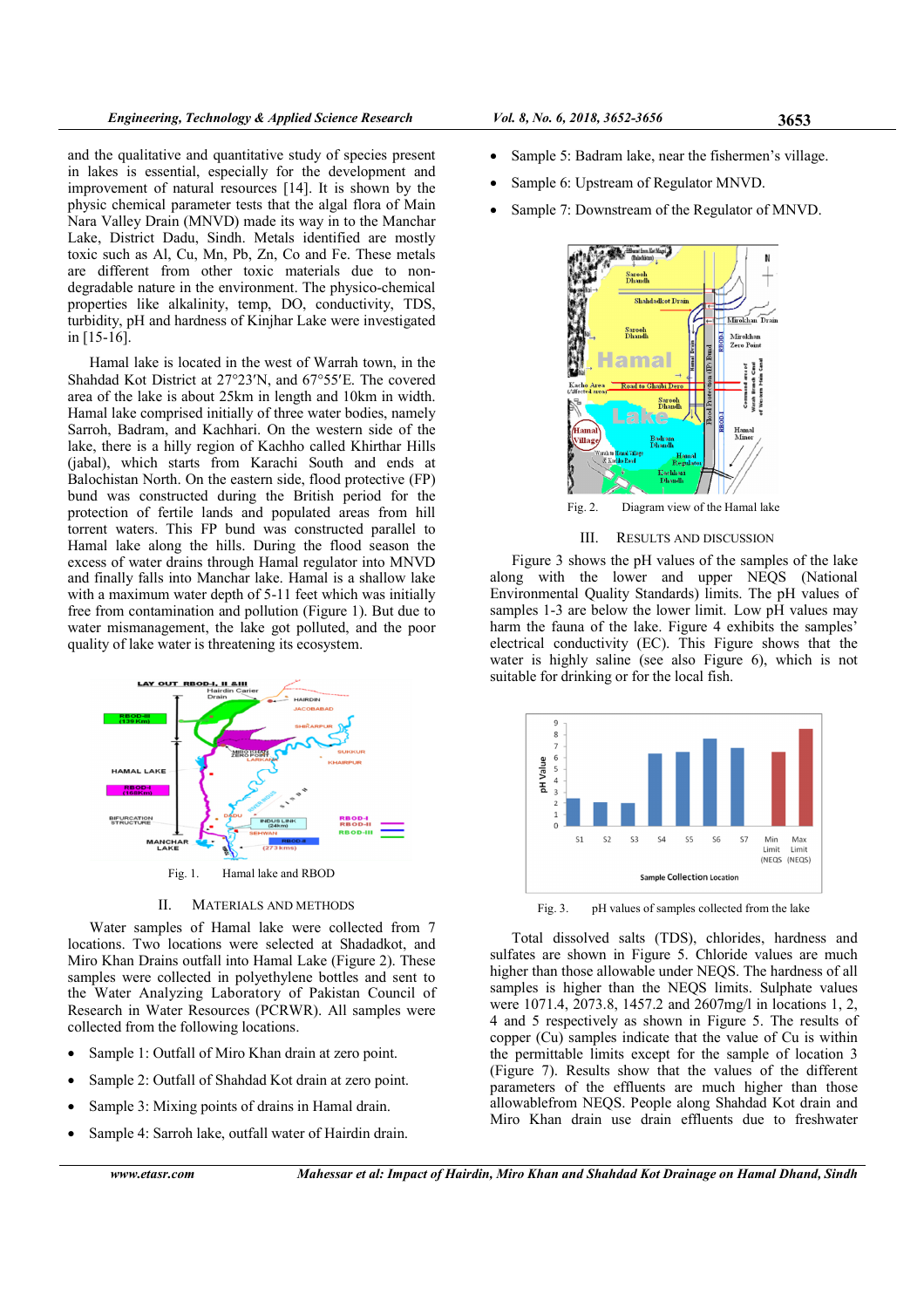and the qualitative and quantitative study of species present in lakes is essential, especially for the development and improvement of natural resources [14]. It is shown by the physic chemical parameter tests that the algal flora of Main Nara Valley Drain (MNVD) made its way in to the Manchar Lake, District Dadu, Sindh. Metals identified are mostly toxic such as Al, Cu, Mn, Pb, Zn, Co and Fe. These metals are different from other toxic materials due to non-degradable nature in the environment. The physico-chemical properties like alkalinity, temp, DO, conductivity, TDS, turbidity, pH and hardness of Kinjhar Lake were investigated in [15-16].

Hamal lake is located in the west of Warrah town, in the Shahdad Kot District at 27°23′N, and 67°55′E. The covered area of the lake is about 25km in length and 10km in width. Hamal lake comprised initially of three water bodies, namely Sarroh, Badram, and Kachhari. On the western side of the lake, there is a hilly region of Kachho called Khirthar Hills (jabal), which starts from Karachi South and ends at Balochistan North. On the eastern side, flood protective (FP) bund was constructed during the British period for the protection of fertile lands and populated areas from hill torrent waters. This FP bund was constructed parallel to Hamal lake along the hills. During the flood season the excess of water drains through Hamal regulator into MNVD and finally falls into Manchar lake. Hamal is a shallow lake with a maximum water depth of 5-11 feet which was initially free from contamination and pollution (Figure 1). But due to water mismanagement, the lake got polluted, and the poor quality of lake water is threatening its ecosystem.

Fig. 1. Hamal lake and RBOD

## II. Materials and Methods

Water samples of Hamal lake were collected from 7 locations. Two locations were selected at Shadadkot, and Miro Khan Drains outfall into Hamal Lake (Figure 2). These samples were collected in polyethylene bottles and sent to the Water Analyzing Laboratory of Pakistan Council of Research in Water Resources (PCRWR). All samples were collected from the following locations.

- Sample 1: Outfall of Miro Khan drain at zero point.
- Sample 2: Outfall of Shahdad Kot drain at zero point.
- Sample 3: Mixing points of drains in Hamal drain.
- Sample 4: Sarroh lake, outfall water of Hairdin drain.
- Sample 5: Badram lake, near the fishermen's village.
- Sample 6: Upstream of Regulator MNVD.
- Sample 7: Downstream of the Regulator of MNVD.

Fig. 2. Diagram view of the Hamal lake

## III. Results and Discussion

Figure 3 shows the pH values of the samples of the lake along with the lower and upper NEQS (National Environmental Quality Standards) limits. The pH values of samples 1-3 are below the lower limit. Low pH values may harm the fauna of the lake. Figure 4 exhibits the samples' electrical conductivity (EC). This Figure shows that the water is highly saline (see also Figure 6), which is not suitable for drinking or for the local fish.

Fig. 3. pH values of samples collected from the lake

Total dissolved salts (TDS), chlorides, hardness and sulfates are shown in Figure 5. Chloride values are much higher than those allowable under NEQS. The hardness of all samples is higher than the NEQS limits. Sulphate values were 1071.4, 2073.8, 1457.2 and 2607mg/l in locations 1, 2, 4 and 5 respectively as shown in Figure 5. The results of copper (Cu) samples indicate that the value of Cu is within the permittable limits except for the sample of location 3 (Figure 7). Results show that the values of the different parameters of the effluents are much higher than those allowablefrom NEQS. People along Shahdad Kot drain and Miro Khan drain use drain effluents due to freshwater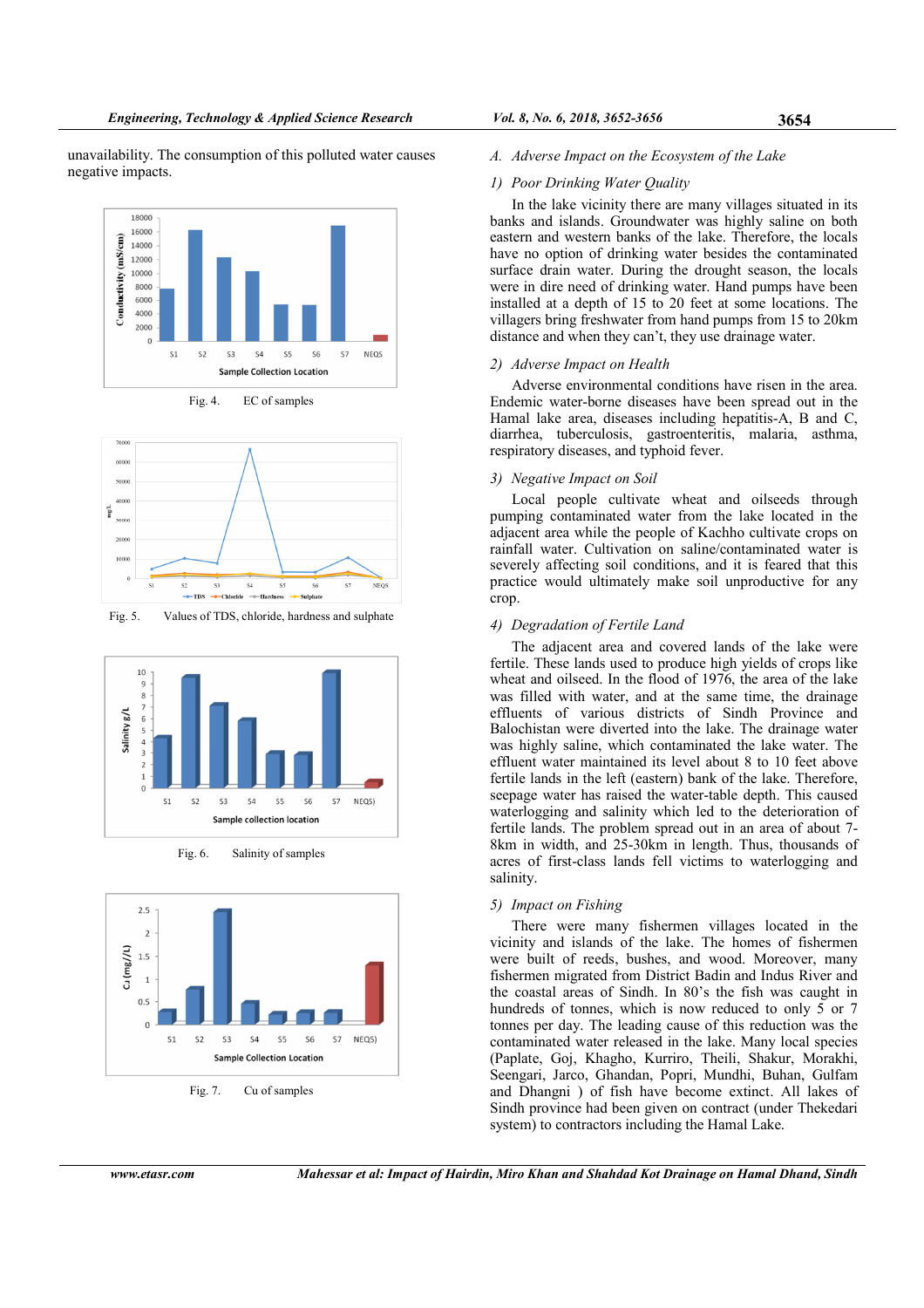unavailability. The consumption of this polluted water causes negative impacts.

Fig. 4. EC of samples

Fig. 5. Values of TDS, chloride, hardness and sulphate

Fig. 6. Salinity of samples

Fig. 7. Cu of samples

### A. *Adverse Impact on the Ecosystem of the Lake*

#### 1) *Poor Drinking Water Quality*

In the lake vicinity there are many villages situated in its banks and islands. Groundwater was highly saline on both eastern and western banks of the lake. Therefore, the locals have no option of drinking water besides the contaminated surface drain water. During the drought season, the locals were in dire need of drinking water. Hand pumps have been installed at a depth of 15 to 20 feet at some locations. The villagers bring freshwater from hand pumps from 15 to 20km distance and when they can't, they use drainage water.

#### 2) *Adverse Impact on Health*

Adverse environmental conditions have risen in the area. Endemic water-borne diseases have been spread out in the Hamal lake area, diseases including hepatitis-A, B and C, diarrhea, tuberculosis, gastroenteritis, malaria, asthma, respiratory diseases, and typhoid fever.

#### 3) *Negative Impact on Soil*

Local people cultivate wheat and oilseeds through pumping contaminated water from the lake located in the adjacent area while the people of Kachho cultivate crops on rainfall water. Cultivation on saline/contaminated water is severely affecting soil conditions, and it is feared that this practice would ultimately make soil unproductive for any crop.

#### 4) *Degradation of Fertile Land*

The adjacent area and covered lands of the lake were fertile. These lands used to produce high yields of crops like wheat and oilseed. In the flood of 1976, the area of the lake was filled with water, and at the same time, the drainage effluents of various districts of Sindh Province and Balochistan were diverted into the lake. The drainage water was highly saline, which contaminated the lake water. The effluent water maintained its level about 8 to 10 feet above fertile lands in the left (eastern) bank of the lake. Therefore, seepage water has raised the water-table depth. This caused waterlogging and salinity which led to the deterioration of fertile lands. The problem spread out in an area of about 7-8km in width, and 25-30km in length. Thus, thousands of acres of first-class lands fell victims to waterlogging and salinity.

#### 5) *Impact on Fishing*

There were many fishermen villages located in the vicinity and islands of the lake. The homes of fishermen were built of reeds, bushes, and wood. Moreover, many fishermen migrated from District Badin and Indus River and the coastal areas of Sindh. In 80's the fish was caught in hundreds of tonnes, which is now reduced to only 5 or 7 tonnes per day. The leading cause of this reduction was the contaminated water released in the lake. Many local species (Paplate, Goj, Khagho, Kurriro, Theili, Shakur, Morakhi, Seengari, Jarco, Ghandan, Popri, Mundhi, Buhan, Gulfam and Dhangni ) of fish have become extinct. All lakes of Sindh province had been given on contract (under Thekedari system) to contractors including the Hamal Lake.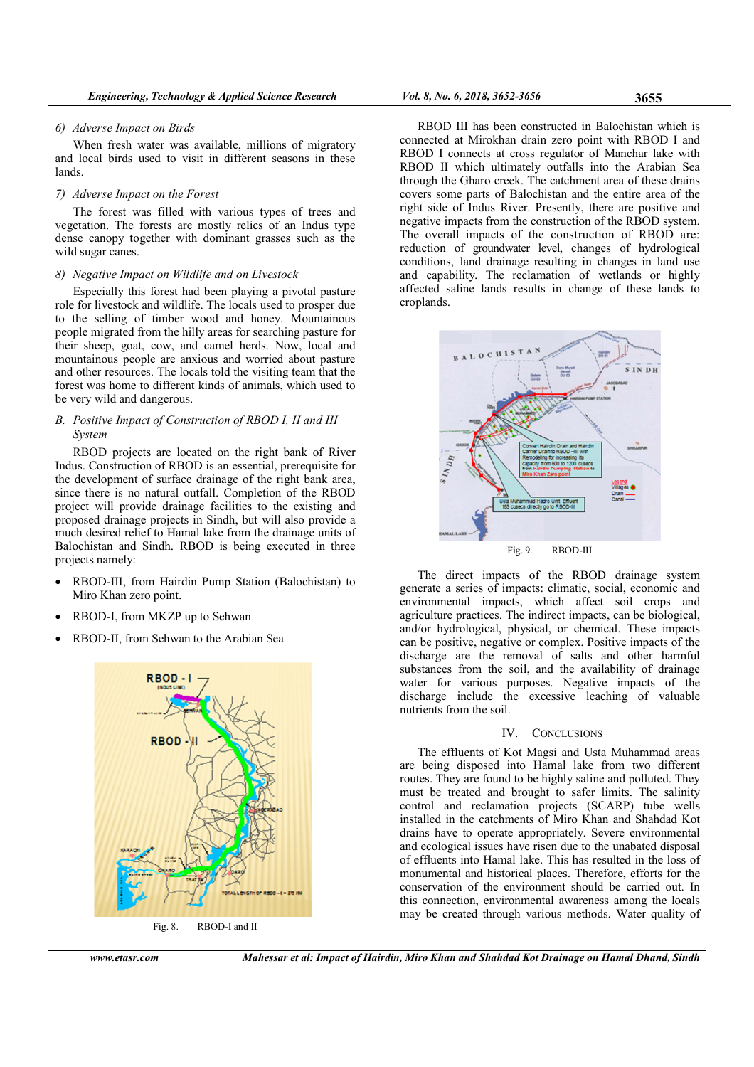#### 6) *Adverse Impact on Birds*

When fresh water was available, millions of migratory and local birds used to visit in different seasons in these lands.

#### 7) *Adverse Impact on the Forest*

The forest was filled with various types of trees and vegetation. The forests are mostly relics of an Indus type dense canopy together with dominant grasses such as the wild sugar canes.

#### 8) *Negative Impact on Wildlife and on Livestock*

Especially this forest had been playing a pivotal pasture role for livestock and wildlife. The locals used to prosper due to the selling of timber wood and honey. Mountainous people migrated from the hilly areas for searching pasture for their sheep, goat, cow, and camel herds. Now, local and mountainous people are anxious and worried about pasture and other resources. The locals told the visiting team that the forest was home to different kinds of animals, which used to be very wild and dangerous.

### B. *Positive Impact of Construction of RBOD I, II and III System*

RBOD projects are located on the right bank of River Indus. Construction of RBOD is an essential, prerequisite for the development of surface drainage of the right bank area, since there is no natural outfall. Completion of the RBOD project will provide drainage facilities to the existing and proposed drainage projects in Sindh, but will also provide a much desired relief to Hamal lake from the drainage units of Balochistan and Sindh. RBOD is being executed in three projects namely:

- RBOD-III, from Hairdin Pump Station (Balochistan) to Miro Khan zero point.
- RBOD-I, from MKZP up to Sehwan
- RBOD-II, from Sehwan to the Arabian Sea

Fig. 8. RBOD-I and II

RBOD III has been constructed in Balochistan which is connected at Mirokhan drain zero point with RBOD I and RBOD I connects at cross regulator of Manchar lake with RBOD II which ultimately outfalls into the Arabian Sea through the Gharo creek. The catchment area of these drains covers some parts of Balochistan and the entire area of the right side of Indus River. Presently, there are positive and negative impacts from the construction of the RBOD system. The overall impacts of the construction of RBOD are: reduction of groundwater level, changes of hydrological conditions, land drainage resulting in changes in land use and capability. The reclamation of wetlands or highly affected saline lands results in change of these lands to croplands.

Fig. 9. RBOD-III

The direct impacts of the RBOD drainage system generate a series of impacts: climatic, social, economic and environmental impacts, which affect soil crops and agriculture practices. The indirect impacts, can be biological, and/or hydrological, physical, or chemical. These impacts can be positive, negative or complex. Positive impacts of the discharge are the removal of salts and other harmful substances from the soil, and the availability of drainage water for various purposes. Negative impacts of the discharge include the excessive leaching of valuable nutrients from the soil.

## IV. Conclusions

The effluents of Kot Magsi and Usta Muhammad areas are being disposed into Hamal lake from two different routes. They are found to be highly saline and polluted. They must be treated and brought to safer limits. The salinity control and reclamation projects (SCARP) tube wells installed in the catchments of Miro Khan and Shahdad Kot drains have to operate appropriately. Severe environmental and ecological issues have risen due to the unabated disposal of effluents into Hamal lake. This has resulted in the loss of monumental and historical places. Therefore, efforts for the conservation of the environment should be carried out. In this connection, environmental awareness among the locals may be created through various methods. Water quality of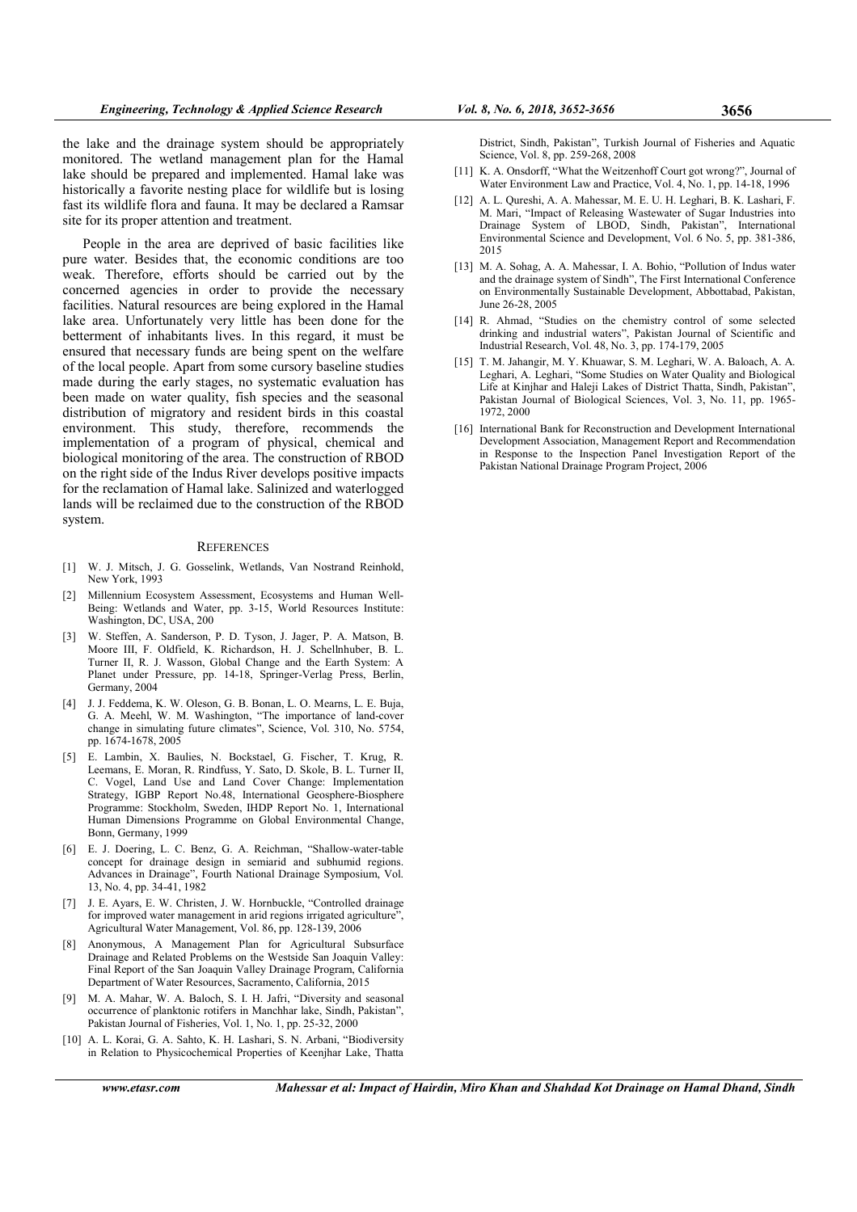the lake and the drainage system should be appropriately monitored. The wetland management plan for the Hamal lake should be prepared and implemented. Hamal lake was historically a favorite nesting place for wildlife but is losing fast its wildlife flora and fauna. It may be declared a Ramsar site for its proper attention and treatment.

People in the area are deprived of basic facilities like pure water. Besides that, the economic conditions are too weak. Therefore, efforts should be carried out by the concerned agencies in order to provide the necessary facilities. Natural resources are being explored in the Hamal lake area. Unfortunately very little has been done for the betterment of inhabitants lives. In this regard, it must be ensured that necessary funds are being spent on the welfare of the local people. Apart from some cursory baseline studies made during the early stages, no systematic evaluation has been made on water quality, fish species and the seasonal distribution of migratory and resident birds in this coastal environment. This study, therefore, recommends the implementation of a program of physical, chemical and biological monitoring of the area. The construction of RBOD on the right side of the Indus River develops positive impacts for the reclamation of Hamal lake. Salinized and waterlogged lands will be reclaimed due to the construction of the RBOD system.

## REFERENCES

[1] W. J. Mitsch, J. G. Gosselink, Wetlands, Van Nostrand Reinhold, New York, 1993

[2] Millennium Ecosystem Assessment, Ecosystems and Human Well-Being: Wetlands and Water, pp. 3-15, World Resources Institute: Washington, DC, USA, 200

[3] W. Steffen, A. Sanderson, P. D. Tyson, J. Jager, P. A. Matson, B. Moore III, F. Oldfield, K. Richardson, H. J. Schellnhuber, B. L. Turner II, R. J. Wasson, Global Change and the Earth System: A Planet under Pressure, pp. 14-18, Springer-Verlag Press, Berlin, Germany, 2004

[4] J. J. Feddema, K. W. Oleson, G. B. Bonan, L. O. Mearns, L. E. Buja, G. A. Meehl, W. M. Washington, "The importance of land-cover change in simulating future climates", Science, Vol. 310, No. 5754, pp. 1674-1678, 2005

[5] E. Lambin, X. Baulies, N. Bockstael, G. Fischer, T. Krug, R. Leemans, E. Moran, R. Rindfuss, Y. Sato, D. Skole, B. L. Turner II, C. Vogel, Land Use and Land Cover Change: Implementation Strategy, IGBP Report No.48, International Geosphere-Biosphere Programme: Stockholm, Sweden, IHDP Report No. 1, International Human Dimensions Programme on Global Environmental Change, Bonn, Germany, 1999

[6] E. J. Doering, L. C. Benz, G. A. Reichman, "Shallow-water-table concept for drainage design in semiarid and subhumid regions. Advances in Drainage", Fourth National Drainage Symposium, Vol. 13, No. 4, pp. 34-41, 1982

[7] J. E. Ayars, E. W. Christen, J. W. Hornbuckle, "Controlled drainage for improved water management in arid regions irrigated agriculture", Agricultural Water Management, Vol. 86, pp. 128-139, 2006

[8] Anonymous, A Management Plan for Agricultural Subsurface Drainage and Related Problems on the Westside San Joaquin Valley: Final Report of the San Joaquin Valley Drainage Program, California Department of Water Resources, Sacramento, California, 2015

[9] M. A. Mahar, W. A. Baloch, S. I. H. Jafri, "Diversity and seasonal occurrence of planktonic rotifers in Manchhar lake, Sindh, Pakistan", Pakistan Journal of Fisheries, Vol. 1, No. 1, pp. 25-32, 2000

[10] A. L. Korai, G. A. Sahto, K. H. Lashari, S. N. Arbani, "Biodiversity in Relation to Physicochemical Properties of Keenjhar Lake, Thatta District, Sindh, Pakistan", Turkish Journal of Fisheries and Aquatic Science, Vol. 8, pp. 259-268, 2008

[11] K. A. Onsdorff, "What the Weitzenhoff Court got wrong?", Journal of Water Environment Law and Practice, Vol. 4, No. 1, pp. 14-18, 1996

[12] A. L. Qureshi, A. A. Mahessar, M. E. U. H. Leghari, B. K. Lashari, F. M. Mari, "Impact of Releasing Wastewater of Sugar Industries into Drainage System of LBOD, Sindh, Pakistan", International Environmental Science and Development, Vol. 6 No. 5, pp. 381-386, 2015

[13] M. A. Sohag, A. A. Mahessar, I. A. Bohio, "Pollution of Indus water and the drainage system of Sindh", The First International Conference on Environmentally Sustainable Development, Abbottabad, Pakistan, June 26-28, 2005

[14] R. Ahmad, "Studies on the chemistry control of some selected drinking and industrial waters", Pakistan Journal of Scientific and Industrial Research, Vol. 48, No. 3, pp. 174-179, 2005

[15] T. M. Jahangir, M. Y. Khuawar, S. M. Leghari, W. A. Baloach, A. A. Leghari, A. Leghari, "Some Studies on Water Quality and Biological Life at Kinjhar and Haleji Lakes of District Thatta, Sindh, Pakistan", Pakistan Journal of Biological Sciences, Vol. 3, No. 11, pp. 1965-1972, 2000

[16] International Bank for Reconstruction and Development International Development Association, Management Report and Recommendation in Response to the Inspection Panel Investigation Report of the Pakistan National Drainage Program Project, 2006